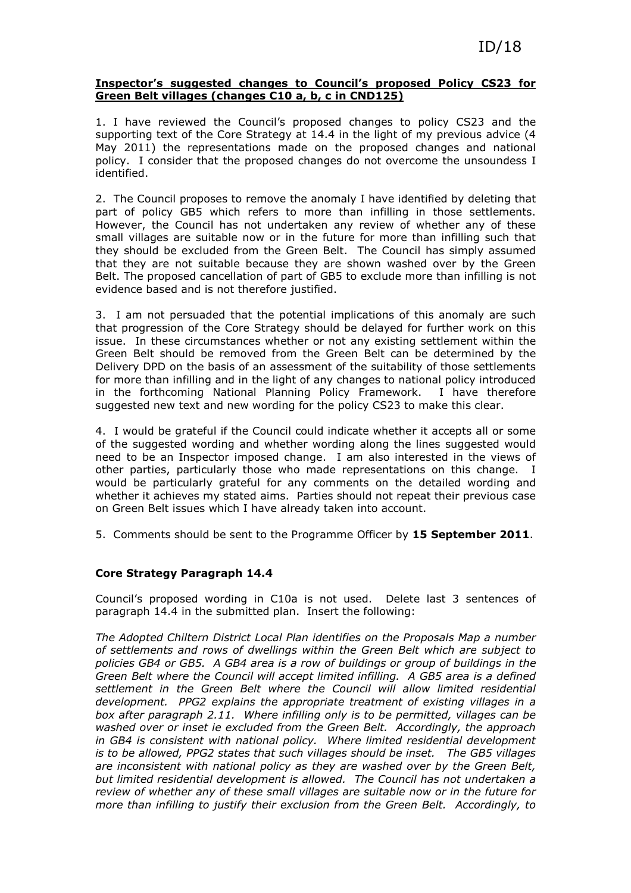ID/18

**Inspector's suggested changes to Council's proposed Policy CS23 for Green Belt villages (changes C10 a, b, c in CND125)**

1. I have reviewed the Council's proposed changes to policy CS23 and the supporting text of the Core Strategy at 14.4 in the light of my previous advice (4 May 2011) the representations made on the proposed changes and national policy. I consider that the proposed changes do not overcome the unsoundess I identified.

2. The Council proposes to remove the anomaly I have identified by deleting that part of policy GB5 which refers to more than infilling in those settlements. However, the Council has not undertaken any review of whether any of these small villages are suitable now or in the future for more than infilling such that they should be excluded from the Green Belt. The Council has simply assumed that they are not suitable because they are shown washed over by the Green Belt. The proposed cancellation of part of GB5 to exclude more than infilling is not evidence based and is not therefore justified.

3. I am not persuaded that the potential implications of this anomaly are such that progression of the Core Strategy should be delayed for further work on this issue. In these circumstances whether or not any existing settlement within the Green Belt should be removed from the Green Belt can be determined by the Delivery DPD on the basis of an assessment of the suitability of those settlements for more than infilling and in the light of any changes to national policy introduced in the forthcoming National Planning Policy Framework. I have therefore suggested new text and new wording for the policy CS23 to make this clear.

4. I would be grateful if the Council could indicate whether it accepts all or some of the suggested wording and whether wording along the lines suggested would need to be an Inspector imposed change. I am also interested in the views of other parties, particularly those who made representations on this change. I would be particularly grateful for any comments on the detailed wording and whether it achieves my stated aims. Parties should not repeat their previous case on Green Belt issues which I have already taken into account.

5. Comments should be sent to the Programme Officer by **15 September 2011**.

**Core Strategy Paragraph 14.4**

Council's proposed wording in C10a is not used. Delete last 3 sentences of paragraph 14.4 in the submitted plan. Insert the following:

*The Adopted Chiltern District Local Plan identifies on the Proposals Map a number of settlements and rows of dwellings within the Green Belt which are subject to policies GB4 or GB5. A GB4 area is a row of buildings or group of buildings in the Green Belt where the Council will accept limited infilling. A GB5 area is a defined settlement in the Green Belt where the Council will allow limited residential development. PPG2 explains the appropriate treatment of existing villages in a box after paragraph 2.11. Where infilling only is to be permitted, villages can be washed over or inset ie excluded from the Green Belt. Accordingly, the approach in GB4 is consistent with national policy. Where limited residential development is to be allowed, PPG2 states that such villages should be inset. The GB5 villages are inconsistent with national policy as they are washed over by the Green Belt, but limited residential development is allowed. The Council has not undertaken a review of whether any of these small villages are suitable now or in the future for more than infilling to justify their exclusion from the Green Belt. Accordingly, to*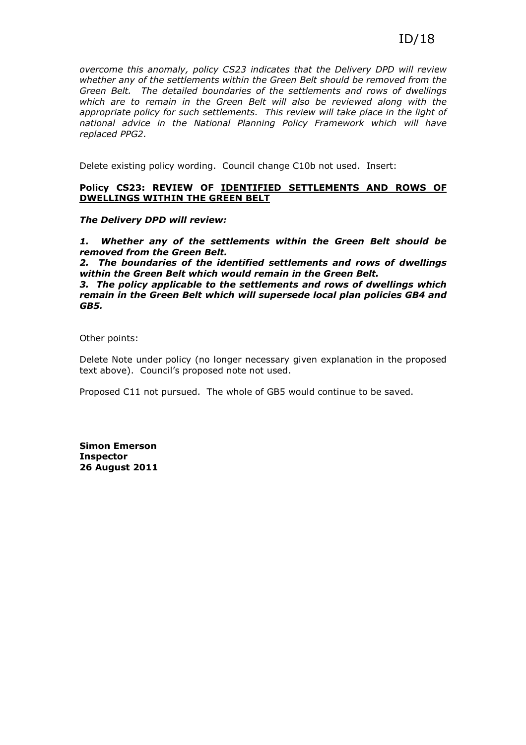*overcome this anomaly, policy CS23 indicates that the Delivery DPD will review whether any of the settlements within the Green Belt should be removed from the Green Belt. The detailed boundaries of the settlements and rows of dwellings which are to remain in the Green Belt will also be reviewed along with the appropriate policy for such settlements. This review will take place in the light of national advice in the National Planning Policy Framework which will have replaced PPG2.*

Delete existing policy wording. Council change C10b not used. Insert:

**Policy CS23: REVIEW OF <u>IDENTIFIED SETTLEMENTS AND ROWS OF DWELLINGS WITHIN THE GREEN BELT</u>**

***The Delivery DPD will review:***

***1. Whether any of the settlements within the Green Belt should be removed from the Green Belt.***
***2. The boundaries of the identified settlements and rows of dwellings within the Green Belt which would remain in the Green Belt.***
***3. The policy applicable to the settlements and rows of dwellings which remain in the Green Belt which will supersede local plan policies GB4 and GB5.***

Other points:

Delete Note under policy (no longer necessary given explanation in the proposed text above). Council's proposed note not used.

Proposed C11 not pursued. The whole of GB5 would continue to be saved.

**Simon Emerson**
**Inspector**
**26 August 2011**